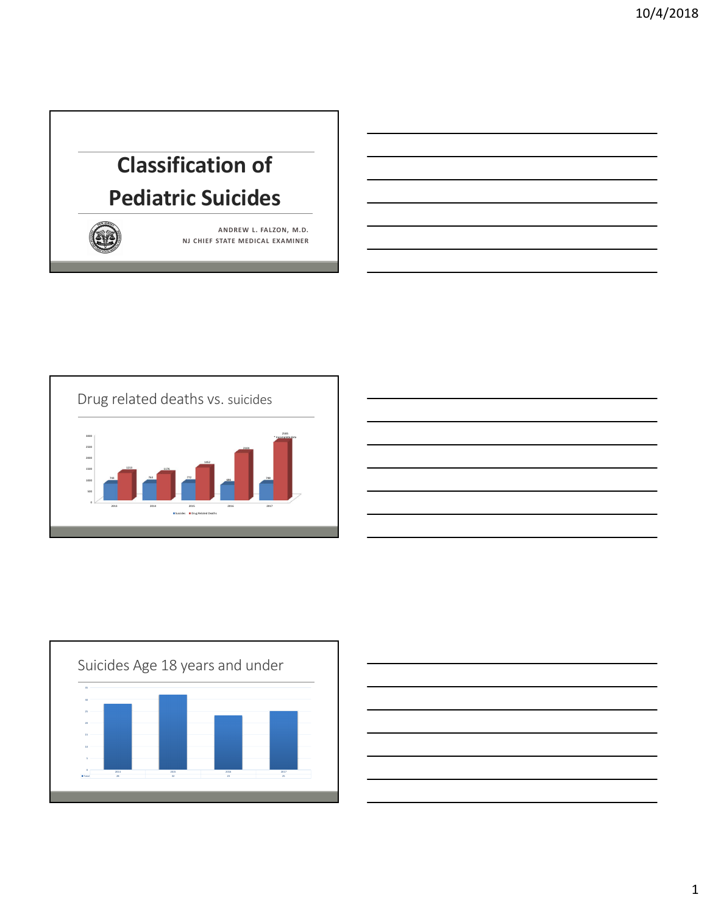# Classification of Pediatric Suicides

ANDREW L. FALZON, M.D.
NJ CHIEF STATE MEDICAL EXAMINER

## Drug related deaths vs. suicides

| | 2013 | 2014 | 2015 | 2016 | 2017 |
|---|---|---|---|---|---|
| Suicides | 733 | 764 | 772 | 686 | 788 |
| Drug Related Deaths | 1213 | 1176 | 1452 | 2106 | 2585 * incomplete data |

## Suicides Age 18 years and under

| | 2014 | 2015 | 2016 | 2017 |
|---|---|---|---|---|
| Total | 28 | 32 | 23 | 25 |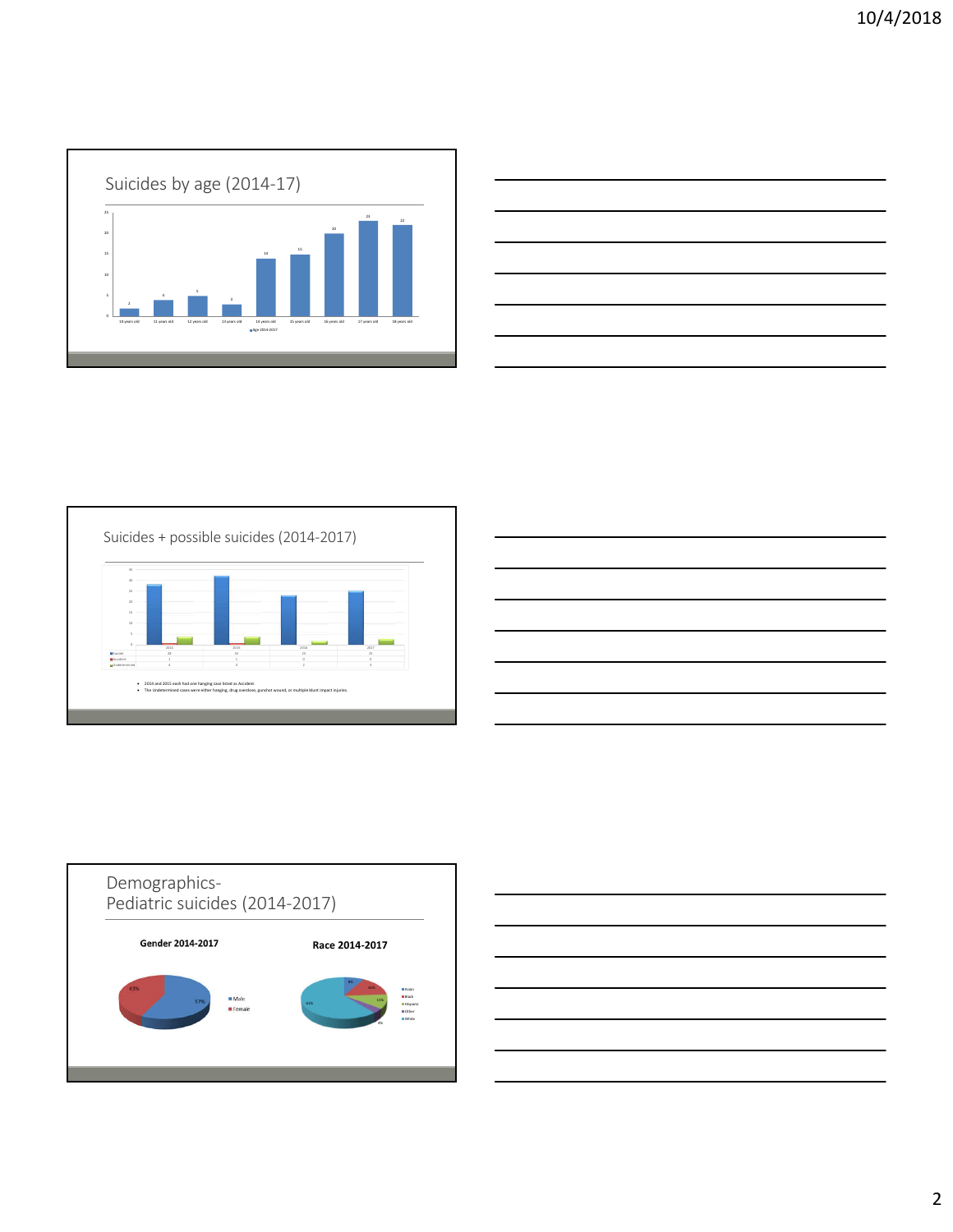## Suicides by age (2014-17)

| Age 2014-2017 | 10 years old | 11 years old | 12 years old | 13 years old | 14 years old | 15 years old | 16 years old | 17 years old | 18 years old |
|---|---|---|---|---|---|---|---|---|---|
| | 2 | 4 | 5 | 3 | 14 | 15 | 20 | 23 | 22 |

## Suicides + possible suicides (2014-2017)

| | 2014 | 2015 | 2016 | 2017 |
|---|---|---|---|---|
| Suicide | 28 | 32 | 23 | 25 |
| Accident | 1 | 1 | 0 | 0 |
| Undetermined | 4 | 4 | 2 | 3 |

- 2014 and 2015 each had one hanging case listed as Accident.
- The Undetermined cases were either hanging, drug overdose, gunshot wound, or multiple blunt impact injuries.

## Demographics- Pediatric suicides (2014-2017)

**Gender 2014-2017**

- Male: 57%
- Female: 43%

**Race 2014-2017**

- Asian: 8%
- Black: 16%
- Hispanic: 13%
- Other: 4%
- White: 61%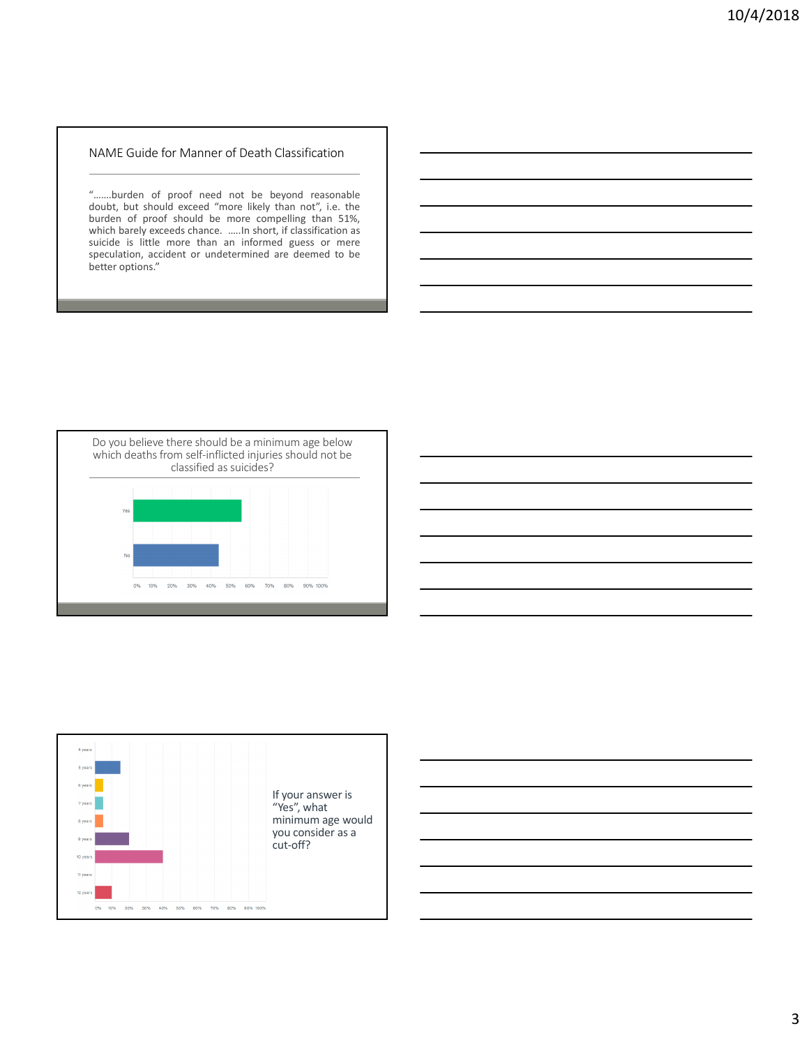## NAME Guide for Manner of Death Classification

"…….burden of proof need not be beyond reasonable doubt, but should exceed "more likely than not", i.e. the burden of proof should be more compelling than 51%, which barely exceeds chance. …..In short, if classification as suicide is little more than an informed guess or mere speculation, accident or undetermined are deemed to be better options."

## Do you believe there should be a minimum age below which deaths from self-inflicted injuries should not be classified as suicides?

| Answer | Approximate share |
|---|---|
| Yes | ~56% |
| No | ~44% |

## If your answer is "Yes", what minimum age would you consider as a cut-off?

| Minimum age | Approximate share |
|---|---|
| 4 years | 0% |
| 5 years | ~15% |
| 6 years | ~5% |
| 7 years | ~5% |
| 8 years | ~5% |
| 9 years | ~20% |
| 10 years | ~40% |
| 11 years | 0% |
| 12 years | ~10% |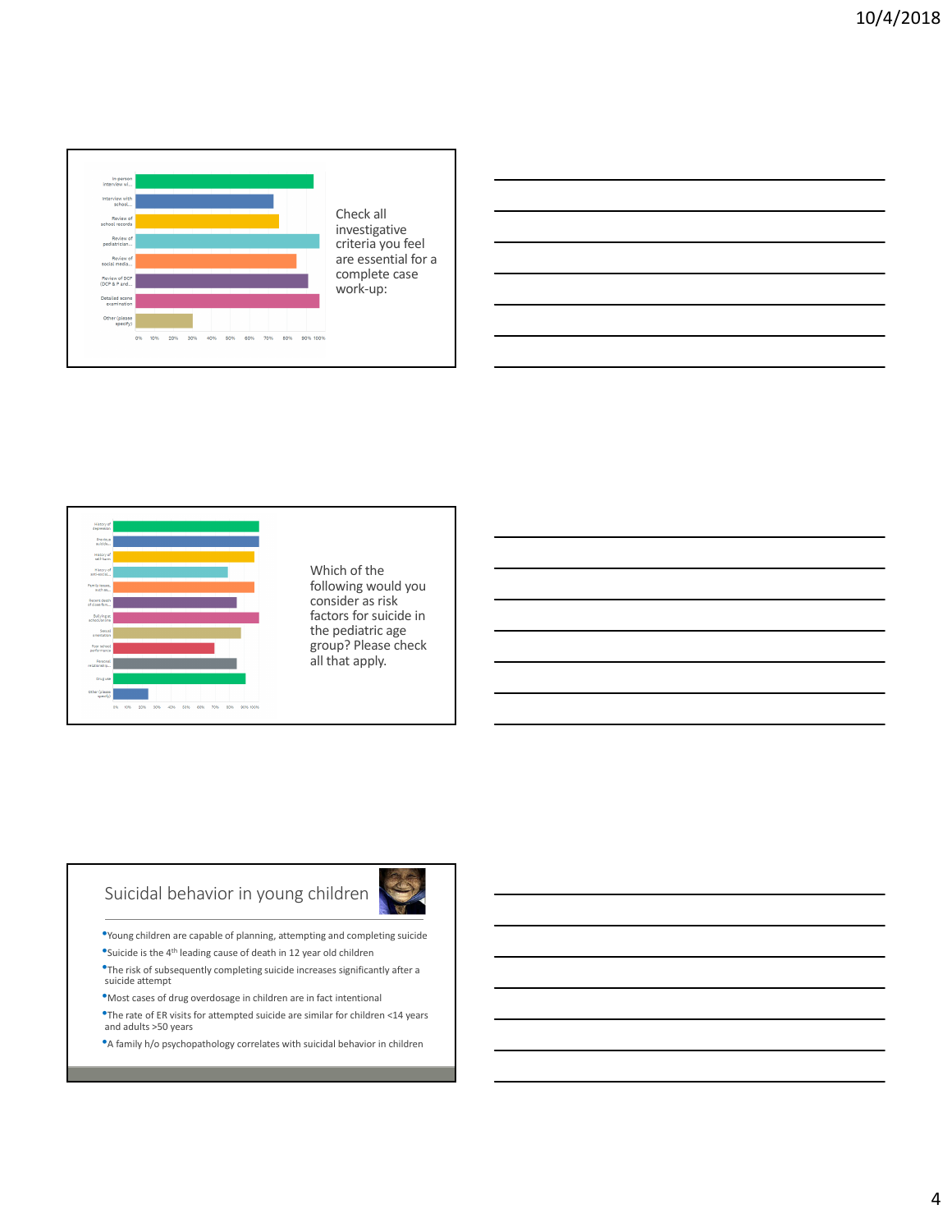Check all investigative criteria you feel are essential for a complete case work-up:

| Response |
| --- |
| In-person interview wi... |
| Interview with school... |
| Review of school records |
| Review of pediatrician... |
| Review of social media... |
| Review of DCF (DCP & P and... |
| Detailed scene examination |
| Other (please specify) |

Which of the following would you consider as risk factors for suicide in the pediatric age group? Please check all that apply.

| Response |
| --- |
| History of depression |
| Previous suicide... |
| History of self-harm |
| History of anti-social... |
| Family issues, such as... |
| Recent death of close fam... |
| Bullying at school/online |
| Sexual orientation |
| Poor school performance |
| Personal relationship... |
| Drug use |
| Other (please specify) |

## Suicidal behavior in young children

- Young children are capable of planning, attempting and completing suicide
- Suicide is the 4th leading cause of death in 12 year old children
- The risk of subsequently completing suicide increases significantly after a suicide attempt
- Most cases of drug overdosage in children are in fact intentional
- The rate of ER visits for attempted suicide are similar for children <14 years and adults >50 years
- A family h/o psychopathology correlates with suicidal behavior in children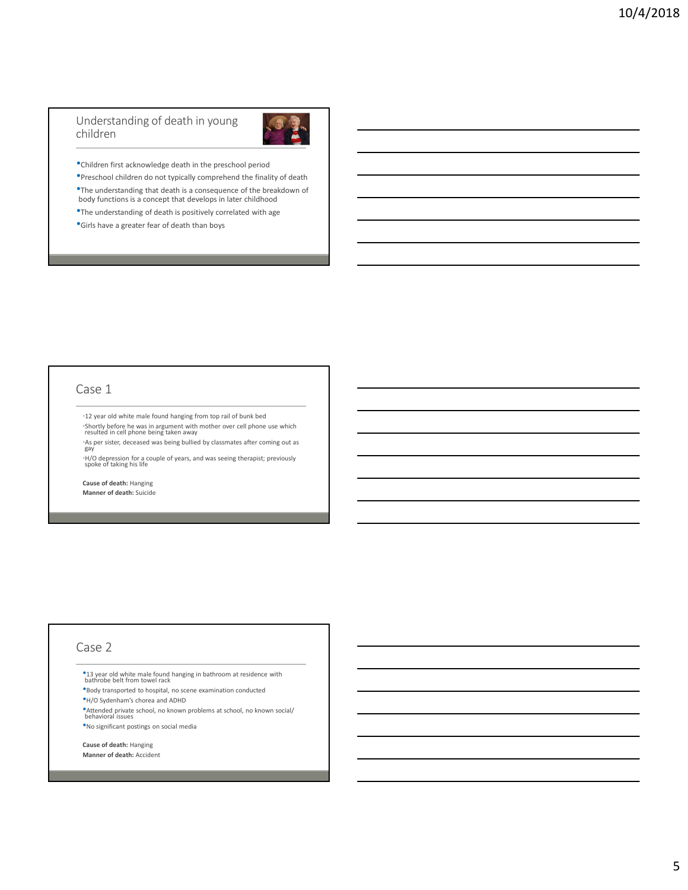## Understanding of death in young children

- Children first acknowledge death in the preschool period
- Preschool children do not typically comprehend the finality of death
- The understanding that death is a consequence of the breakdown of body functions is a concept that develops in later childhood
- The understanding of death is positively correlated with age
- Girls have a greater fear of death than boys

## Case 1

- 12 year old white male found hanging from top rail of bunk bed
- Shortly before he was in argument with mother over cell phone use which resulted in cell phone being taken away
- As per sister, deceased was being bullied by classmates after coming out as gay
- H/O depression for a couple of years, and was seeing therapist; previously spoke of taking his life

**Cause of death:** Hanging
**Manner of death:** Suicide

## Case 2

- 13 year old white male found hanging in bathroom at residence with bathrobe belt from towel rack
- Body transported to hospital, no scene examination conducted
- H/O Sydenham's chorea and ADHD
- Attended private school, no known problems at school, no known social/ behavioral issues
- No significant postings on social media

**Cause of death:** Hanging
**Manner of death:** Accident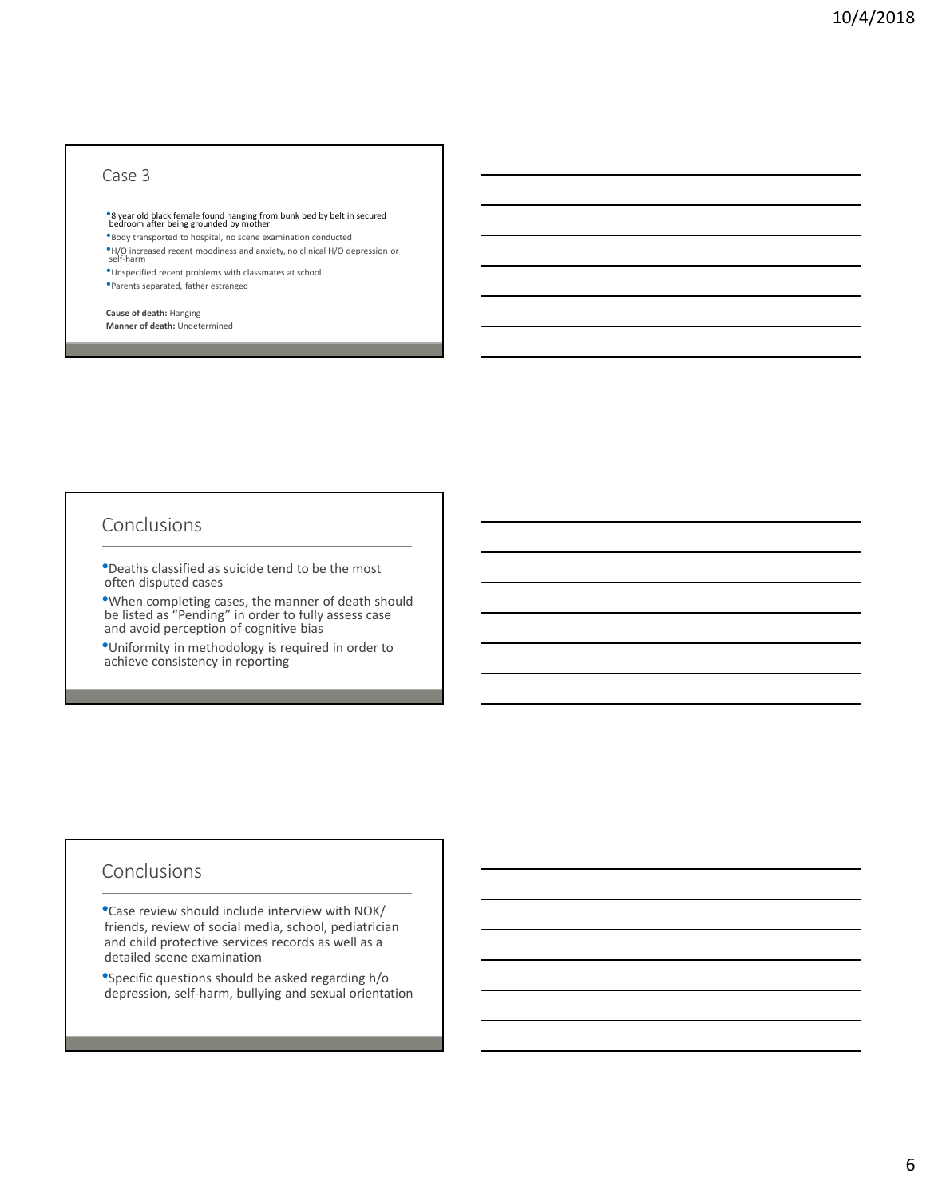## Case 3

- 8 year old black female found hanging from bunk bed by belt in secured bedroom after being grounded by mother
- Body transported to hospital, no scene examination conducted
- H/O increased recent moodiness and anxiety, no clinical H/O depression or self-harm
- Unspecified recent problems with classmates at school
- Parents separated, father estranged

**Cause of death:** Hanging
**Manner of death:** Undetermined

## Conclusions

- Deaths classified as suicide tend to be the most often disputed cases
- When completing cases, the manner of death should be listed as "Pending" in order to fully assess case and avoid perception of cognitive bias
- Uniformity in methodology is required in order to achieve consistency in reporting

## Conclusions

- Case review should include interview with NOK/ friends, review of social media, school, pediatrician and child protective services records as well as a detailed scene examination
- Specific questions should be asked regarding h/o depression, self-harm, bullying and sexual orientation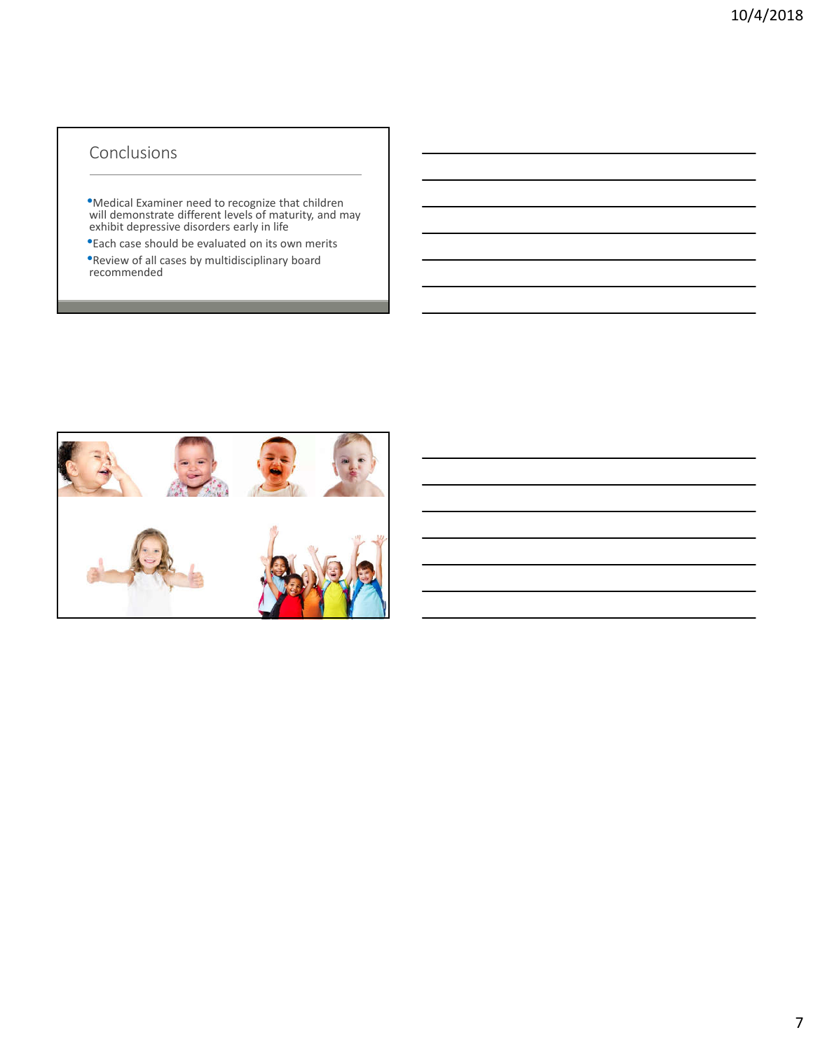## Conclusions

- Medical Examiner need to recognize that children will demonstrate different levels of maturity, and may exhibit depressive disorders early in life
- Each case should be evaluated on its own merits
- Review of all cases by multidisciplinary board recommended